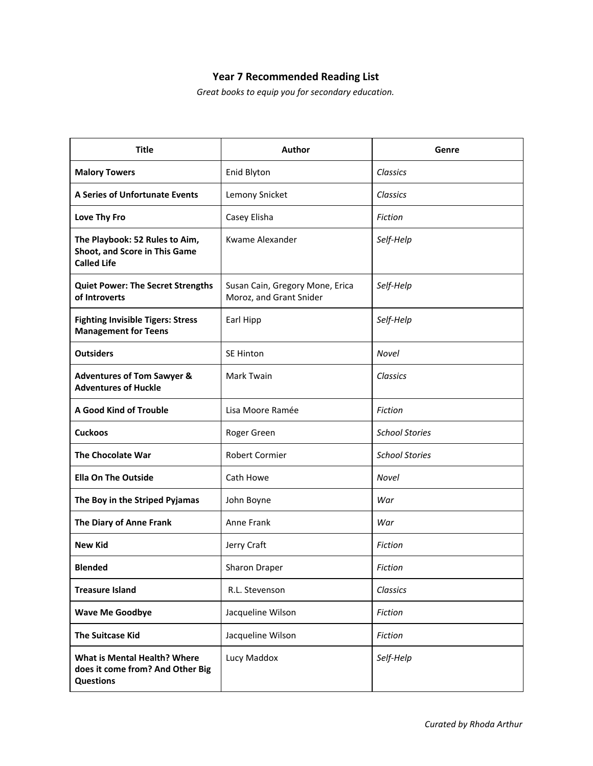# Year 7 Recommended Reading List

*Great books to equip you for secondary education.*

| Title | Author | Genre |
|---|---|---|
| **Malory Towers** | Enid Blyton | *Classics* |
| **A Series of Unfortunate Events** | Lemony Snicket | *Classics* |
| **Love Thy Fro** | Casey Elisha | *Fiction* |
| **The Playbook: 52 Rules to Aim, Shoot, and Score in This Game Called Life** | Kwame Alexander | *Self-Help* |
| **Quiet Power: The Secret Strengths of Introverts** | Susan Cain, Gregory Mone, Erica Moroz, and Grant Snider | *Self-Help* |
| **Fighting Invisible Tigers: Stress Management for Teens** | Earl Hipp | *Self-Help* |
| **Outsiders** | SE Hinton | *Novel* |
| **Adventures of Tom Sawyer & Adventures of Huckle** | Mark Twain | *Classics* |
| **A Good Kind of Trouble** | Lisa Moore Ramée | *Fiction* |
| **Cuckoos** | Roger Green | *School Stories* |
| **The Chocolate War** | Robert Cormier | *School Stories* |
| **Ella On The Outside** | Cath Howe | *Novel* |
| **The Boy in the Striped Pyjamas** | John Boyne | *War* |
| **The Diary of Anne Frank** | Anne Frank | *War* |
| **New Kid** | Jerry Craft | *Fiction* |
| **Blended** | Sharon Draper | *Fiction* |
| **Treasure Island** | R.L. Stevenson | *Classics* |
| **Wave Me Goodbye** | Jacqueline Wilson | *Fiction* |
| **The Suitcase Kid** | Jacqueline Wilson | *Fiction* |
| **What is Mental Health? Where does it come from? And Other Big Questions** | Lucy Maddox | *Self-Help* |

*Curated by Rhoda Arthur*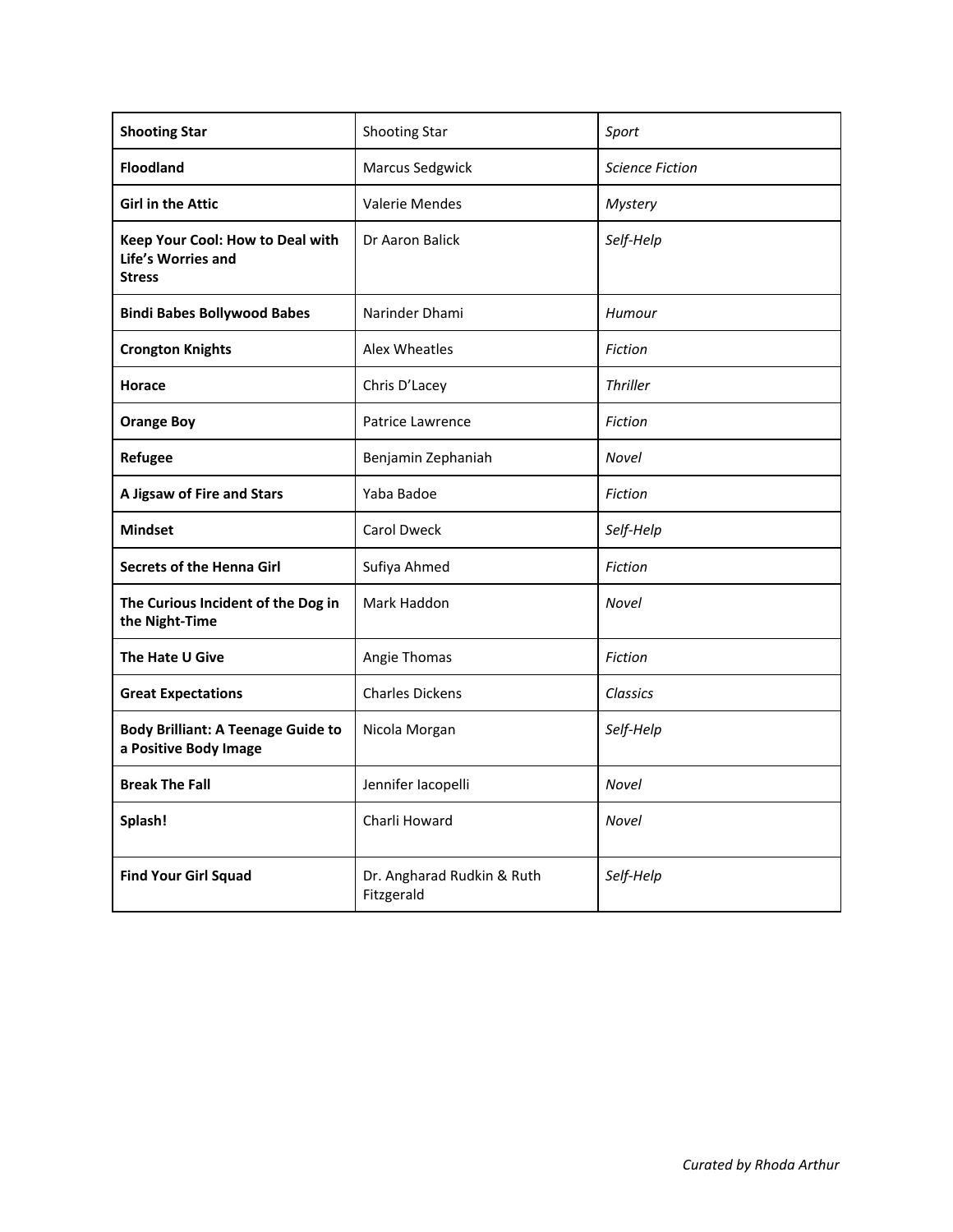| | | |
|---|---|---|
| **Shooting Star** | Shooting Star | *Sport* |
| **Floodland** | Marcus Sedgwick | *Science Fiction* |
| **Girl in the Attic** | Valerie Mendes | *Mystery* |
| **Keep Your Cool: How to Deal with Life's Worries and Stress** | Dr Aaron Balick | *Self-Help* |
| **Bindi Babes Bollywood Babes** | Narinder Dhami | *Humour* |
| **Crongton Knights** | Alex Wheatles | *Fiction* |
| **Horace** | Chris D'Lacey | *Thriller* |
| **Orange Boy** | Patrice Lawrence | *Fiction* |
| **Refugee** | Benjamin Zephaniah | *Novel* |
| **A Jigsaw of Fire and Stars** | Yaba Badoe | *Fiction* |
| **Mindset** | Carol Dweck | *Self-Help* |
| **Secrets of the Henna Girl** | Sufiya Ahmed | *Fiction* |
| **The Curious Incident of the Dog in the Night-Time** | Mark Haddon | *Novel* |
| **The Hate U Give** | Angie Thomas | *Fiction* |
| **Great Expectations** | Charles Dickens | *Classics* |
| **Body Brilliant: A Teenage Guide to a Positive Body Image** | Nicola Morgan | *Self-Help* |
| **Break The Fall** | Jennifer Iacopelli | *Novel* |
| **Splash!** | Charli Howard | *Novel* |
| **Find Your Girl Squad** | Dr. Angharad Rudkin & Ruth Fitzgerald | *Self-Help* |

*Curated by Rhoda Arthur*